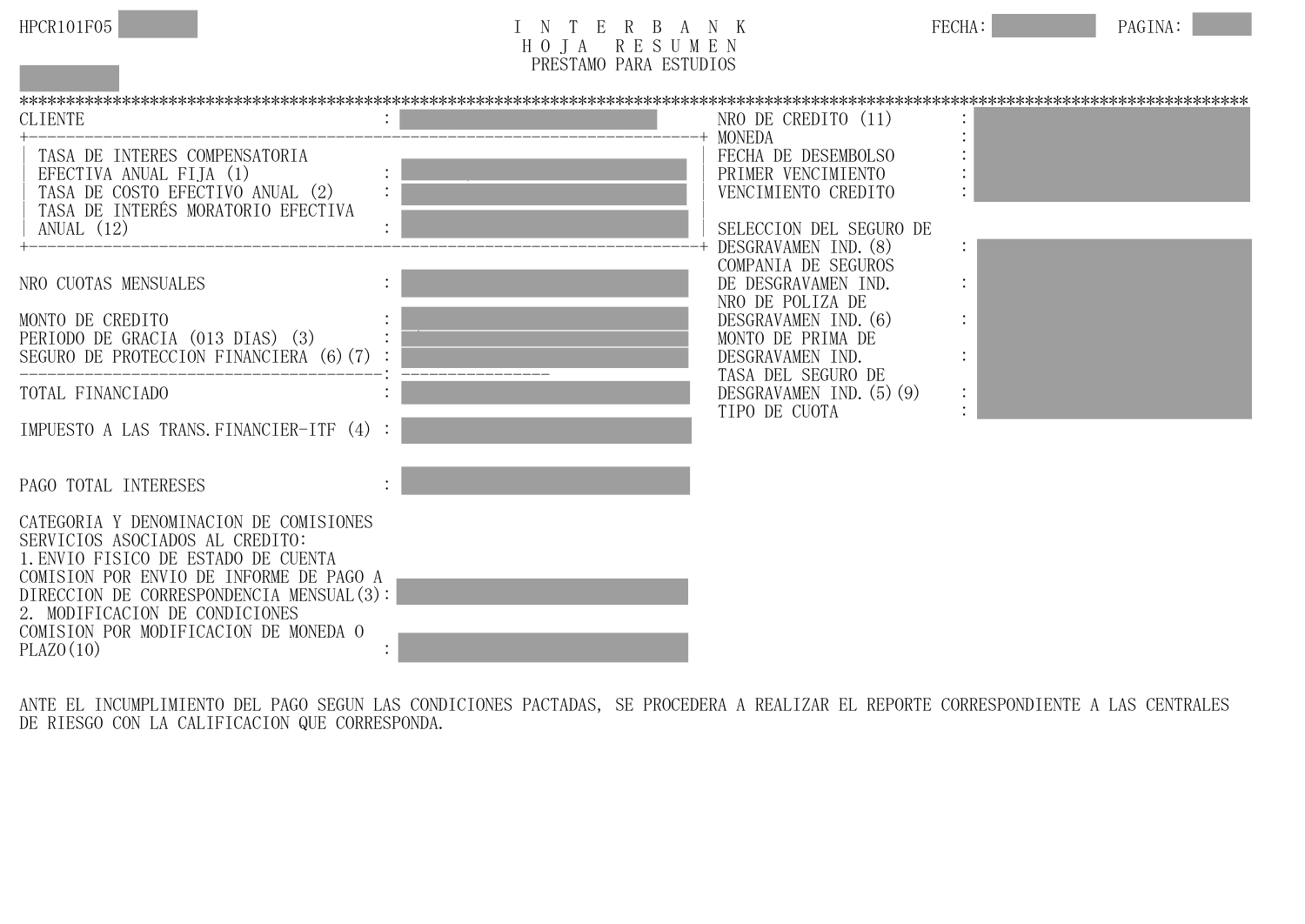HPCR101F05

# INTERBANK
## HOJA RESUMEN
### PRESTAMO PARA ESTUDIOS

FECHA:

| | |
|---|---|
| CLIENTE | : |
| TASA DE INTERES COMPENSATORIA EFECTIVA ANUAL FIJA (1) | : |
| TASA DE COSTO EFECTIVO ANUAL (2) | : |
| TASA DE INTERÉS MORATORIO EFECTIVA ANUAL (12) | : |
| NRO CUOTAS MENSUALES | : |
| MONTO DE CREDITO | : |
| PERIODO DE GRACIA (013 DIAS) (3) | : |
| SEGURO DE PROTECCION FINANCIERA (6)(7) | : |
| TOTAL FINANCIADO | : |
| IMPUESTO A LAS TRANS.FINANCIER-ITF (4) | : |
| PAGO TOTAL INTERESES | : |

| | |
|---|---|
| NRO DE CREDITO (11) | : |
| MONEDA | : |
| FECHA DE DESEMBOLSO | : |
| PRIMER VENCIMIENTO | : |
| VENCIMIENTO CREDITO | : |
| SELECCION DEL SEGURO DE DESGRAVAMEN IND. (8) | : |
| COMPAÑIA DE SEGUROS DE DESGRAVAMEN IND. | : |
| NRO DE POLIZA DE DESGRAVAMEN IND. (6) | : |
| MONTO DE PRIMA DE DESGRAVAMEN IND. | : |
| TASA DEL SEGURO DE DESGRAVAMEN IND. (5) (9) | : |
| TIPO DE CUOTA | : |

CATEGORIA Y DENOMINACION DE COMISIONES
SERVICIOS ASOCIADOS AL CREDITO:

1. ENVIO FISICO DE ESTADO DE CUENTA
   COMISION POR ENVIO DE INFORME DE PAGO A DIRECCION DE CORRESPONDENCIA MENSUAL(3):
2. MODIFICACION DE CONDICIONES
   COMISION POR MODIFICACION DE MONEDA O PLAZO(10) :

ANTE EL INCUMPLIMIENTO DEL PAGO SEGUN LAS CONDICIONES PACTADAS, SE PROCEDERA A REALIZAR EL REPORTE CORRESPONDIENTE A LAS CENTRALES DE RIESGO CON LA CALIFICACION QUE CORRESPONDA.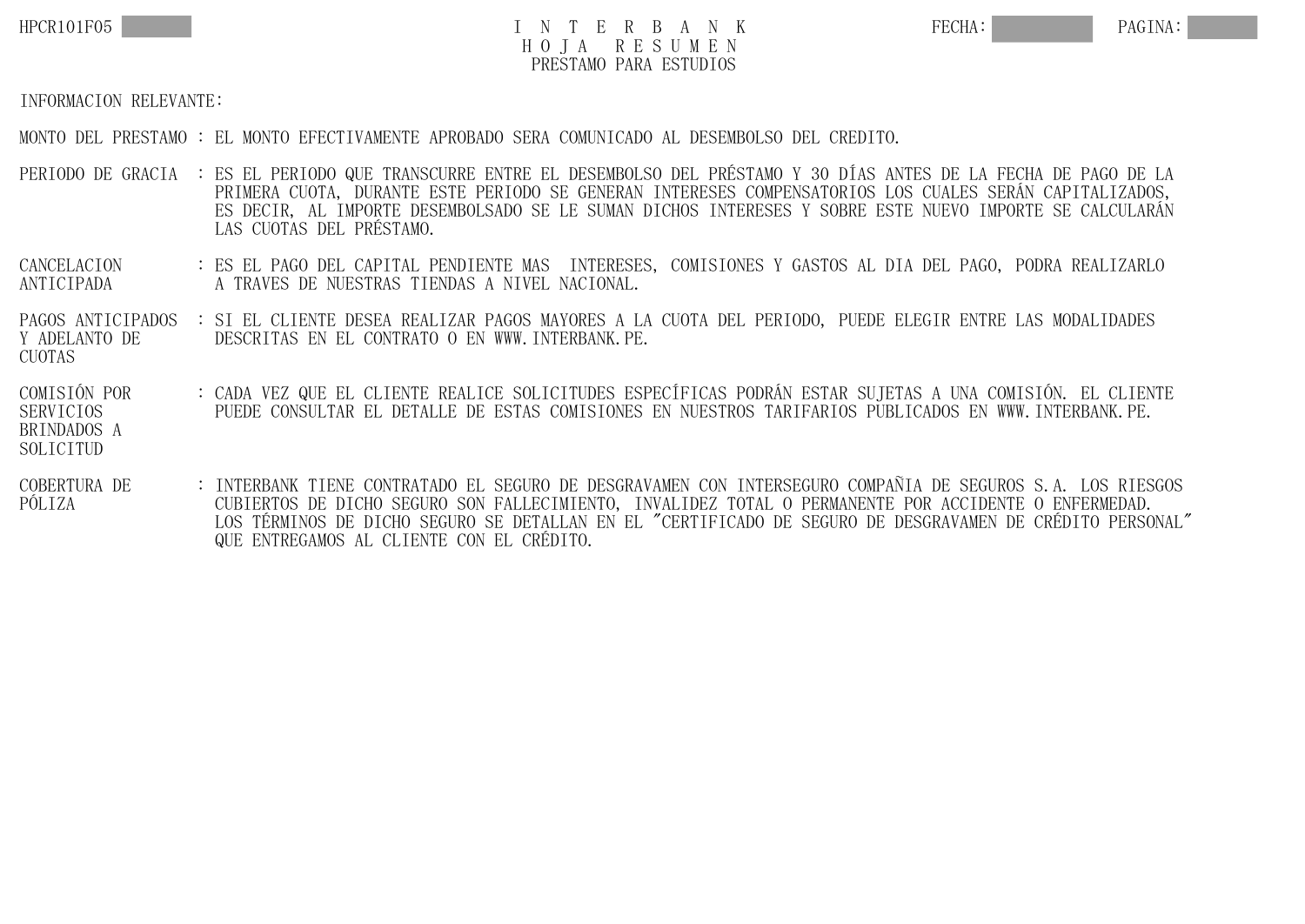# INTERBANK
## HOJA RESUMEN
### PRESTAMO PARA ESTUDIOS

INFORMACION RELEVANTE:

| | |
|---|---|
| MONTO DEL PRESTAMO | : EL MONTO EFECTIVAMENTE APROBADO SERA COMUNICADO AL DESEMBOLSO DEL CREDITO. |
| PERIODO DE GRACIA | : ES EL PERIODO QUE TRANSCURRE ENTRE EL DESEMBOLSO DEL PRÉSTAMO Y 30 DÍAS ANTES DE LA FECHA DE PAGO DE LA PRIMERA CUOTA, DURANTE ESTE PERIODO SE GENERAN INTERESES COMPENSATORIOS LOS CUALES SERÁN CAPITALIZADOS, ES DECIR, AL IMPORTE DESEMBOLSADO SE LE SUMAN DICHOS INTERESES Y SOBRE ESTE NUEVO IMPORTE SE CALCULARÁN LAS CUOTAS DEL PRÉSTAMO. |
| CANCELACION ANTICIPADA | : ES EL PAGO DEL CAPITAL PENDIENTE MAS INTERESES, COMISIONES Y GASTOS AL DIA DEL PAGO, PODRA REALIZARLO A TRAVES DE NUESTRAS TIENDAS A NIVEL NACIONAL. |
| PAGOS ANTICIPADOS Y ADELANTO DE CUOTAS | : SI EL CLIENTE DESEA REALIZAR PAGOS MAYORES A LA CUOTA DEL PERIODO, PUEDE ELEGIR ENTRE LAS MODALIDADES DESCRITAS EN EL CONTRATO O EN WWW.INTERBANK.PE. |
| COMISIÓN POR SERVICIOS BRINDADOS A SOLICITUD | : CADA VEZ QUE EL CLIENTE REALICE SOLICITUDES ESPECÍFICAS PODRÁN ESTAR SUJETAS A UNA COMISIÓN. EL CLIENTE PUEDE CONSULTAR EL DETALLE DE ESTAS COMISIONES EN NUESTROS TARIFARIOS PUBLICADOS EN WWW.INTERBANK.PE. |
| COBERTURA DE PÓLIZA | : INTERBANK TIENE CONTRATADO EL SEGURO DE DESGRAVAMEN CON INTERSEGURO COMPAÑIA DE SEGUROS S.A. LOS RIESGOS CUBIERTOS DE DICHO SEGURO SON FALLECIMIENTO, INVALIDEZ TOTAL O PERMANENTE POR ACCIDENTE O ENFERMEDAD. LOS TÉRMINOS DE DICHO SEGURO SE DETALLAN EN EL "CERTIFICADO DE SEGURO DE DESGRAVAMEN DE CRÉDITO PERSONAL" QUE ENTREGAMOS AL CLIENTE CON EL CRÉDITO. |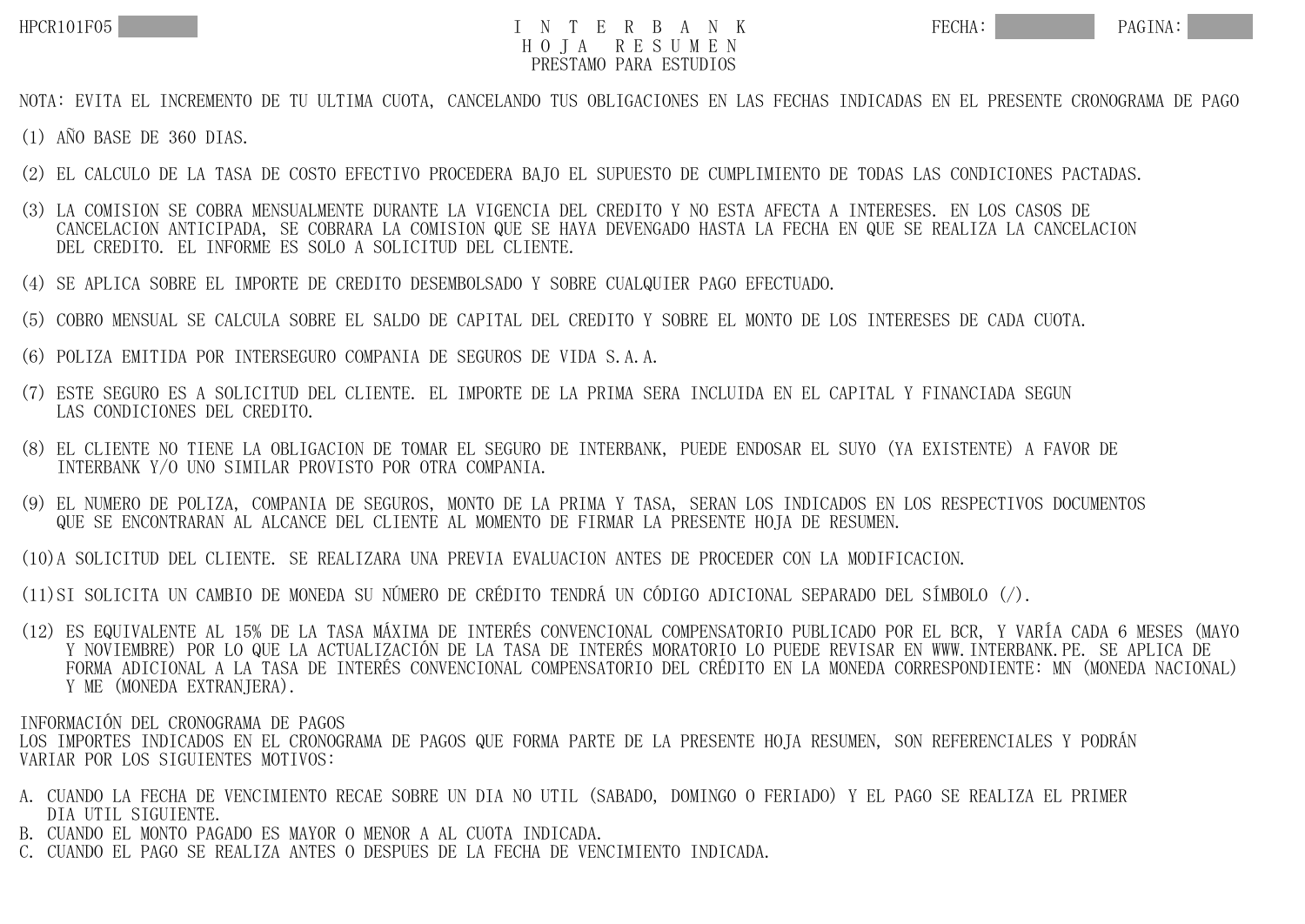# INTERBANK
## HOJA RESUMEN
### PRESTAMO PARA ESTUDIOS

NOTA: EVITA EL INCREMENTO DE TU ULTIMA CUOTA, CANCELANDO TUS OBLIGACIONES EN LAS FECHAS INDICADAS EN EL PRESENTE CRONOGRAMA DE PAGO

(1) AÑO BASE DE 360 DIAS.

(2) EL CALCULO DE LA TASA DE COSTO EFECTIVO PROCEDERA BAJO EL SUPUESTO DE CUMPLIMIENTO DE TODAS LAS CONDICIONES PACTADAS.

(3) LA COMISION SE COBRA MENSUALMENTE DURANTE LA VIGENCIA DEL CREDITO Y NO ESTA AFECTA A INTERESES. EN LOS CASOS DE CANCELACION ANTICIPADA, SE COBRARA LA COMISION QUE SE HAYA DEVENGADO HASTA LA FECHA EN QUE SE REALIZA LA CANCELACION DEL CREDITO. EL INFORME ES SOLO A SOLICITUD DEL CLIENTE.

(4) SE APLICA SOBRE EL IMPORTE DE CREDITO DESEMBOLSADO Y SOBRE CUALQUIER PAGO EFECTUADO.

(5) COBRO MENSUAL SE CALCULA SOBRE EL SALDO DE CAPITAL DEL CREDITO Y SOBRE EL MONTO DE LOS INTERESES DE CADA CUOTA.

(6) POLIZA EMITIDA POR INTERSEGURO COMPANIA DE SEGUROS DE VIDA S.A.A.

(7) ESTE SEGURO ES A SOLICITUD DEL CLIENTE. EL IMPORTE DE LA PRIMA SERA INCLUIDA EN EL CAPITAL Y FINANCIADA SEGUN LAS CONDICIONES DEL CREDITO.

(8) EL CLIENTE NO TIENE LA OBLIGACION DE TOMAR EL SEGURO DE INTERBANK, PUEDE ENDOSAR EL SUYO (YA EXISTENTE) A FAVOR DE INTERBANK Y/O UNO SIMILAR PROVISTO POR OTRA COMPANIA.

(9) EL NUMERO DE POLIZA, COMPANIA DE SEGUROS, MONTO DE LA PRIMA Y TASA, SERAN LOS INDICADOS EN LOS RESPECTIVOS DOCUMENTOS QUE SE ENCONTRARAN AL ALCANCE DEL CLIENTE AL MOMENTO DE FIRMAR LA PRESENTE HOJA DE RESUMEN.

(10) A SOLICITUD DEL CLIENTE. SE REALIZARA UNA PREVIA EVALUACION ANTES DE PROCEDER CON LA MODIFICACION.

(11) SI SOLICITA UN CAMBIO DE MONEDA SU NÚMERO DE CRÉDITO TENDRÁ UN CÓDIGO ADICIONAL SEPARADO DEL SÍMBOLO (/).

(12) ES EQUIVALENTE AL 15% DE LA TASA MÁXIMA DE INTERÉS CONVENCIONAL COMPENSATORIO PUBLICADO POR EL BCR, Y VARÍA CADA 6 MESES (MAYO Y NOVIEMBRE) POR LO QUE LA ACTUALIZACIÓN DE LA TASA DE INTERÉS MORATORIO LO PUEDE REVISAR EN WWW.INTERBANK.PE. SE APLICA DE FORMA ADICIONAL A LA TASA DE INTERÉS CONVENCIONAL COMPENSATORIO DEL CRÉDITO EN LA MONEDA CORRESPONDIENTE: MN (MONEDA NACIONAL) Y ME (MONEDA EXTRANJERA).

INFORMACIÓN DEL CRONOGRAMA DE PAGOS
LOS IMPORTES INDICADOS EN EL CRONOGRAMA DE PAGOS QUE FORMA PARTE DE LA PRESENTE HOJA RESUMEN, SON REFERENCIALES Y PODRÁN VARIAR POR LOS SIGUIENTES MOTIVOS:

A. CUANDO LA FECHA DE VENCIMIENTO RECAE SOBRE UN DIA NO UTIL (SABADO, DOMINGO O FERIADO) Y EL PAGO SE REALIZA EL PRIMER DIA UTIL SIGUIENTE.
B. CUANDO EL MONTO PAGADO ES MAYOR O MENOR A AL CUOTA INDICADA.
C. CUANDO EL PAGO SE REALIZA ANTES O DESPUES DE LA FECHA DE VENCIMIENTO INDICADA.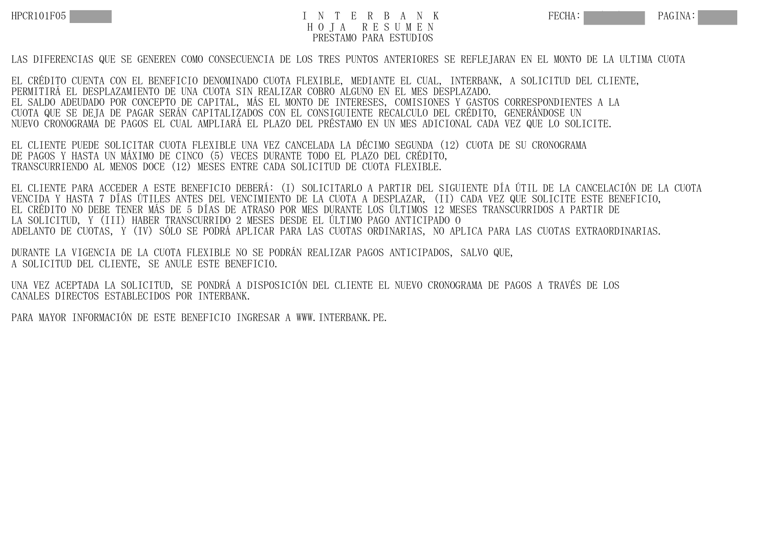LAS DIFERENCIAS QUE SE GENEREN COMO CONSECUENCIA DE LOS TRES PUNTOS ANTERIORES SE REFLEJARAN EN EL MONTO DE LA ULTIMA CUOTA

EL CRÉDITO CUENTA CON EL BENEFICIO DENOMINADO CUOTA FLEXIBLE, MEDIANTE EL CUAL, INTERBANK, A SOLICITUD DEL CLIENTE, PERMITIRÁ EL DESPLAZAMIENTO DE UNA CUOTA SIN REALIZAR COBRO ALGUNO EN EL MES DESPLAZADO.
EL SALDO ADEUDADO POR CONCEPTO DE CAPITAL, MÁS EL MONTO DE INTERESES, COMISIONES Y GASTOS CORRESPONDIENTES A LA CUOTA QUE SE DEJA DE PAGAR SERÁN CAPITALIZADOS CON EL CONSIGUIENTE RECALCULO DEL CRÉDITO, GENERÁNDOSE UN NUEVO CRONOGRAMA DE PAGOS EL CUAL AMPLIARÁ EL PLAZO DEL PRÉSTAMO EN UN MES ADICIONAL CADA VEZ QUE LO SOLICITE.

EL CLIENTE PUEDE SOLICITAR CUOTA FLEXIBLE UNA VEZ CANCELADA LA DÉCIMO SEGUNDA (12) CUOTA DE SU CRONOGRAMA DE PAGOS Y HASTA UN MÁXIMO DE CINCO (5) VECES DURANTE TODO EL PLAZO DEL CRÉDITO, TRANSCURRIENDO AL MENOS DOCE (12) MESES ENTRE CADA SOLICITUD DE CUOTA FLEXIBLE.

EL CLIENTE PARA ACCEDER A ESTE BENEFICIO DEBERÁ: (I) SOLICITARLO A PARTIR DEL SIGUIENTE DÍA ÚTIL DE LA CANCELACIÓN DE LA CUOTA VENCIDA Y HASTA 7 DÍAS ÚTILES ANTES DEL VENCIMIENTO DE LA CUOTA A DESPLAZAR, (II) CADA VEZ QUE SOLICITE ESTE BENEFICIO, EL CRÉDITO NO DEBE TENER MÁS DE 5 DÍAS DE ATRASO POR MES DURANTE LOS ÚLTIMOS 12 MESES TRANSCURRIDOS A PARTIR DE LA SOLICITUD, Y (III) HABER TRANSCURRIDO 2 MESES DESDE EL ÚLTIMO PAGO ANTICIPADO O ADELANTO DE CUOTAS, Y (IV) SÓLO SE PODRÁ APLICAR PARA LAS CUOTAS ORDINARIAS, NO APLICA PARA LAS CUOTAS EXTRAORDINARIAS.

DURANTE LA VIGENCIA DE LA CUOTA FLEXIBLE NO SE PODRÁN REALIZAR PAGOS ANTICIPADOS, SALVO QUE, A SOLICITUD DEL CLIENTE, SE ANULE ESTE BENEFICIO.

UNA VEZ ACEPTADA LA SOLICITUD, SE PONDRÁ A DISPOSICIÓN DEL CLIENTE EL NUEVO CRONOGRAMA DE PAGOS A TRAVÉS DE LOS CANALES DIRECTOS ESTABLECIDOS POR INTERBANK.

PARA MAYOR INFORMACIÓN DE ESTE BENEFICIO INGRESAR A WWW.INTERBANK.PE.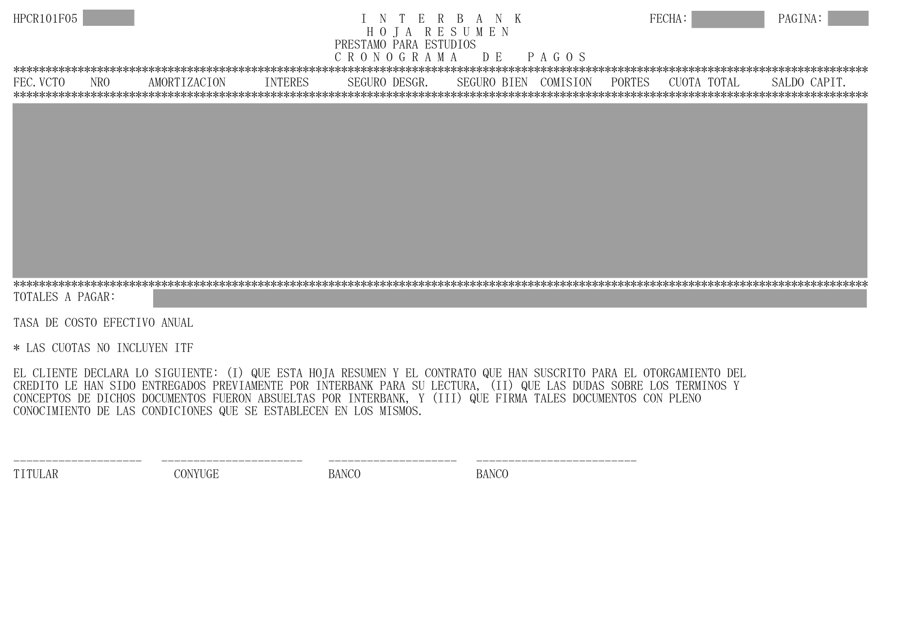HPCR101F05 FECHA: PAGINA:

# I N T E R B A N K

## H O J A R E S U M E N

PRESTAMO PARA ESTUDIOS

C R O N O G R A M A D E P A G O S

| FEC. VCTO | NRO | AMORTIZACION | INTERES | SEGURO DESGR. | SEGURO BIEN | COMISION | PORTES | CUOTA TOTAL | SALDO CAPIT. |
|---|---|---|---|---|---|---|---|---|---|

TOTALES A PAGAR:

TASA DE COSTO EFECTIVO ANUAL

* LAS CUOTAS NO INCLUYEN ITF

EL CLIENTE DECLARA LO SIGUIENTE: (I) QUE ESTA HOJA RESUMEN Y EL CONTRATO QUE HAN SUSCRITO PARA EL OTORGAMIENTO DEL CREDITO LE HAN SIDO ENTREGADOS PREVIAMENTE POR INTERBANK PARA SU LECTURA, (II) QUE LAS DUDAS SOBRE LOS TERMINOS Y CONCEPTOS DE DICHOS DOCUMENTOS FUERON ABSUELTAS POR INTERBANK, Y (III) QUE FIRMA TALES DOCUMENTOS CON PLENO CONOCIMIENTO DE LAS CONDICIONES QUE SE ESTABLECEN EN LOS MISMOS.

| | | | |
|---|---|---|---|
| ____________________ | ______________________ | ____________________ | _________________________ |
| TITULAR | CONYUGE | BANCO | BANCO |